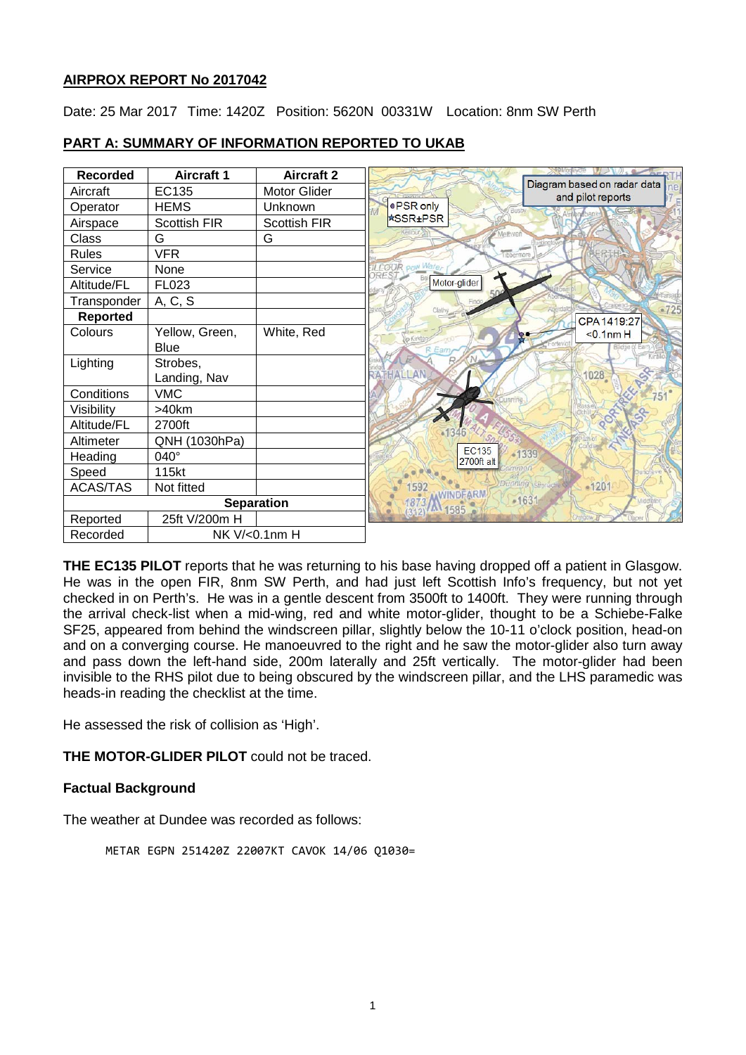## AIRPROX REPORT No 2017042

Date: 25 Mar 2017 Time: 1420Z Position: 5620N 00331W Location: 8nm SW Perth

## PART A: SUMMARY OF INFORMATION REPORTED TO UKAB

| Recorded | Aircraft 1 | Aircraft 2 |
|---|---|---|
| Aircraft | EC135 | Motor Glider |
| Operator | HEMS | Unknown |
| Airspace | Scottish FIR | Scottish FIR |
| Class | G | G |
| Rules | VFR | |
| Service | None | |
| Altitude/FL | FL023 | |
| Transponder | A, C, S | |
| **Reported** | | |
| Colours | Yellow, Green, Blue | White, Red |
| Lighting | Strobes, Landing, Nav | |
| Conditions | VMC | |
| Visibility | >40km | |
| Altitude/FL | 2700ft | |
| Altimeter | QNH (1030hPa) | |
| Heading | 040° | |
| Speed | 115kt | |
| ACAS/TAS | Not fitted | |
| **Separation** | | |
| Reported | 25ft V/200m H | |
| Recorded | NK V/<0.1nm H | |

Diagram based on radar data and pilot reports

**THE EC135 PILOT** reports that he was returning to his base having dropped off a patient in Glasgow. He was in the open FIR, 8nm SW Perth, and had just left Scottish Info's frequency, but not yet checked in on Perth's. He was in a gentle descent from 3500ft to 1400ft. They were running through the arrival check-list when a mid-wing, red and white motor-glider, thought to be a Schiebe-Falke SF25, appeared from behind the windscreen pillar, slightly below the 10-11 o'clock position, head-on and on a converging course. He manoeuvred to the right and he saw the motor-glider also turn away and pass down the left-hand side, 200m laterally and 25ft vertically. The motor-glider had been invisible to the RHS pilot due to being obscured by the windscreen pillar, and the LHS paramedic was heads-in reading the checklist at the time.

He assessed the risk of collision as 'High'.

**THE MOTOR-GLIDER PILOT** could not be traced.

### Factual Background

The weather at Dundee was recorded as follows:

```
METAR EGPN 251420Z 22007KT CAVOK 14/06 Q1030=
```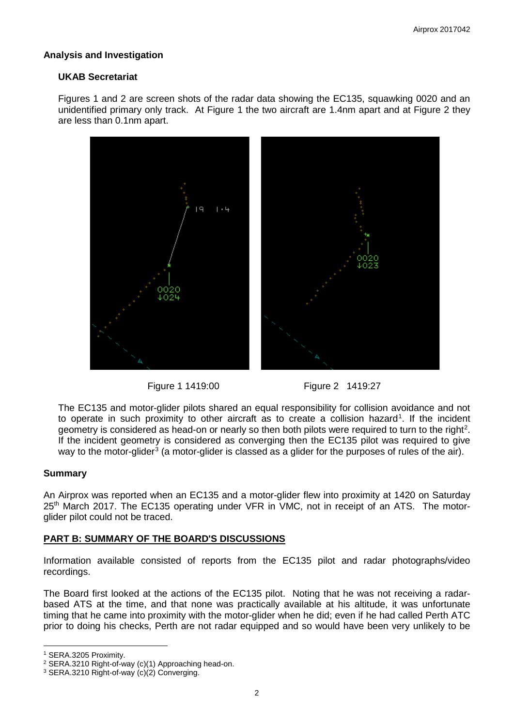## Analysis and Investigation

### UKAB Secretariat

Figures 1 and 2 are screen shots of the radar data showing the EC135, squawking 0020 and an unidentified primary only track. At Figure 1 the two aircraft are 1.4nm apart and at Figure 2 they are less than 0.1nm apart.

Figure 1 1419:00

Figure 2 1419:27

The EC135 and motor-glider pilots shared an equal responsibility for collision avoidance and not to operate in such proximity to other aircraft as to create a collision hazard[1]. If the incident geometry is considered as head-on or nearly so then both pilots were required to turn to the right[2]. If the incident geometry is considered as converging then the EC135 pilot was required to give way to the motor-glider[3] (a motor-glider is classed as a glider for the purposes of rules of the air).

## Summary

An Airprox was reported when an EC135 and a motor-glider flew into proximity at 1420 on Saturday 25th March 2017. The EC135 operating under VFR in VMC, not in receipt of an ATS. The motor-glider pilot could not be traced.

## PART B: SUMMARY OF THE BOARD'S DISCUSSIONS

Information available consisted of reports from the EC135 pilot and radar photographs/video recordings.

The Board first looked at the actions of the EC135 pilot. Noting that he was not receiving a radar-based ATS at the time, and that none was practically available at his altitude, it was unfortunate timing that he came into proximity with the motor-glider when he did; even if he had called Perth ATC prior to doing his checks, Perth are not radar equipped and so would have been very unlikely to be

---

[1] SERA.3205 Proximity.

[2] SERA.3210 Right-of-way (c)(1) Approaching head-on.

[3] SERA.3210 Right-of-way (c)(2) Converging.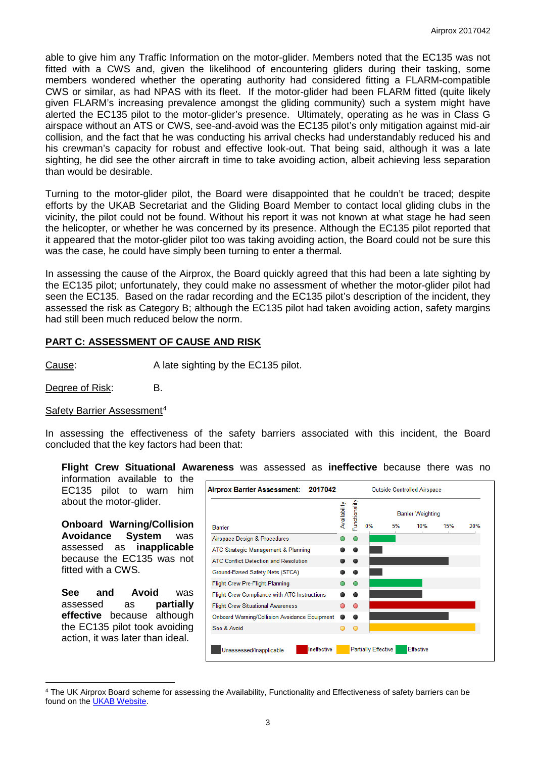able to give him any Traffic Information on the motor-glider. Members noted that the EC135 was not fitted with a CWS and, given the likelihood of encountering gliders during their tasking, some members wondered whether the operating authority had considered fitting a FLARM-compatible CWS or similar, as had NPAS with its fleet. If the motor-glider had been FLARM fitted (quite likely given FLARM's increasing prevalence amongst the gliding community) such a system might have alerted the EC135 pilot to the motor-glider's presence. Ultimately, operating as he was in Class G airspace without an ATS or CWS, see-and-avoid was the EC135 pilot's only mitigation against mid-air collision, and the fact that he was conducting his arrival checks had understandably reduced his and his crewman's capacity for robust and effective look-out. That being said, although it was a late sighting, he did see the other aircraft in time to take avoiding action, albeit achieving less separation than would be desirable.

Turning to the motor-glider pilot, the Board were disappointed that he couldn't be traced; despite efforts by the UKAB Secretariat and the Gliding Board Member to contact local gliding clubs in the vicinity, the pilot could not be found. Without his report it was not known at what stage he had seen the helicopter, or whether he was concerned by its presence. Although the EC135 pilot reported that it appeared that the motor-glider pilot too was taking avoiding action, the Board could not be sure this was the case, he could have simply been turning to enter a thermal.

In assessing the cause of the Airprox, the Board quickly agreed that this had been a late sighting by the EC135 pilot; unfortunately, they could make no assessment of whether the motor-glider pilot had seen the EC135. Based on the radar recording and the EC135 pilot's description of the incident, they assessed the risk as Category B; although the EC135 pilot had taken avoiding action, safety margins had still been much reduced below the norm.

## PART C: ASSESSMENT OF CAUSE AND RISK

Cause: A late sighting by the EC135 pilot.

Degree of Risk: B.

Safety Barrier Assessment[4]

In assessing the effectiveness of the safety barriers associated with this incident, the Board concluded that the key factors had been that:

**Flight Crew Situational Awareness** was assessed as **ineffective** because there was no information available to the EC135 pilot to warn him about the motor-glider.

**Onboard Warning/Collision Avoidance System** was assessed as **inapplicable** because the EC135 was not fitted with a CWS.

**See and Avoid** was assessed as **partially effective** because although the EC135 pilot took avoiding action, it was later than ideal.

Airprox Barrier Assessment: 2017042
Outside Controlled Airspace

Barrier
Availability
Functionality
Barrier Weighting
0%
5%
10%
15%
20%

Airspace Design & Procedures
ATC Strategic Management & Planning
ATC Conflict Detection and Resolution
Ground-Based Safety Nets (STCA)
Flight Crew Pre-Flight Planning
Flight Crew Compliance with ATC Instructions
Flight Crew Situational Awareness
Onboard Warning/Collision Avoidance Equipment
See & Avoid

Unassessed/Inapplicable
Ineffective
Partially Effective
Effective

[4] The UK Airprox Board scheme for assessing the Availability, Functionality and Effectiveness of safety barriers can be found on the UKAB Website.